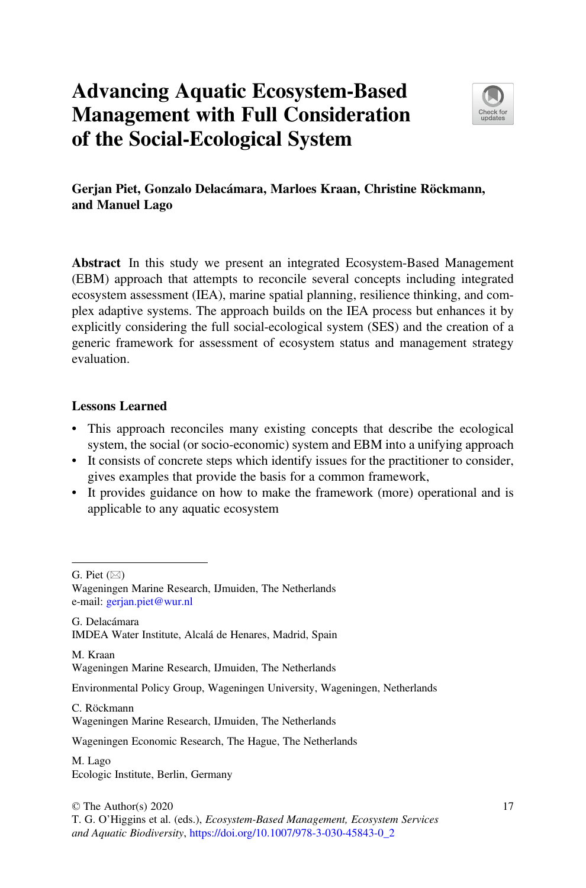# Advancing Aquatic Ecosystem-Based Management with Full Consideration of the Social-Ecological System

**Gerjan Piet, Gonzalo Delacámara, Marloes Kraan, Christine Röckmann, and Manuel Lago**

**Abstract** In this study we present an integrated Ecosystem-Based Management (EBM) approach that attempts to reconcile several concepts including integrated ecosystem assessment (IEA), marine spatial planning, resilience thinking, and complex adaptive systems. The approach builds on the IEA process but enhances it by explicitly considering the full social-ecological system (SES) and the creation of a generic framework for assessment of ecosystem status and management strategy evaluation.

### Lessons Learned

- This approach reconciles many existing concepts that describe the ecological system, the social (or socio-economic) system and EBM into a unifying approach
- It consists of concrete steps which identify issues for the practitioner to consider, gives examples that provide the basis for a common framework,
- It provides guidance on how to make the framework (more) operational and is applicable to any aquatic ecosystem

---

G. Piet (✉)
Wageningen Marine Research, IJmuiden, The Netherlands
e-mail: gerjan.piet@wur.nl

G. Delacámara
IMDEA Water Institute, Alcalá de Henares, Madrid, Spain

M. Kraan
Wageningen Marine Research, IJmuiden, The Netherlands

Environmental Policy Group, Wageningen University, Wageningen, Netherlands

C. Röckmann
Wageningen Marine Research, IJmuiden, The Netherlands

Wageningen Economic Research, The Hague, The Netherlands

M. Lago
Ecologic Institute, Berlin, Germany

© The Author(s) 2020
T. G. O'Higgins et al. (eds.), *Ecosystem-Based Management, Ecosystem Services and Aquatic Biodiversity*, https://doi.org/10.1007/978-3-030-45843-0_2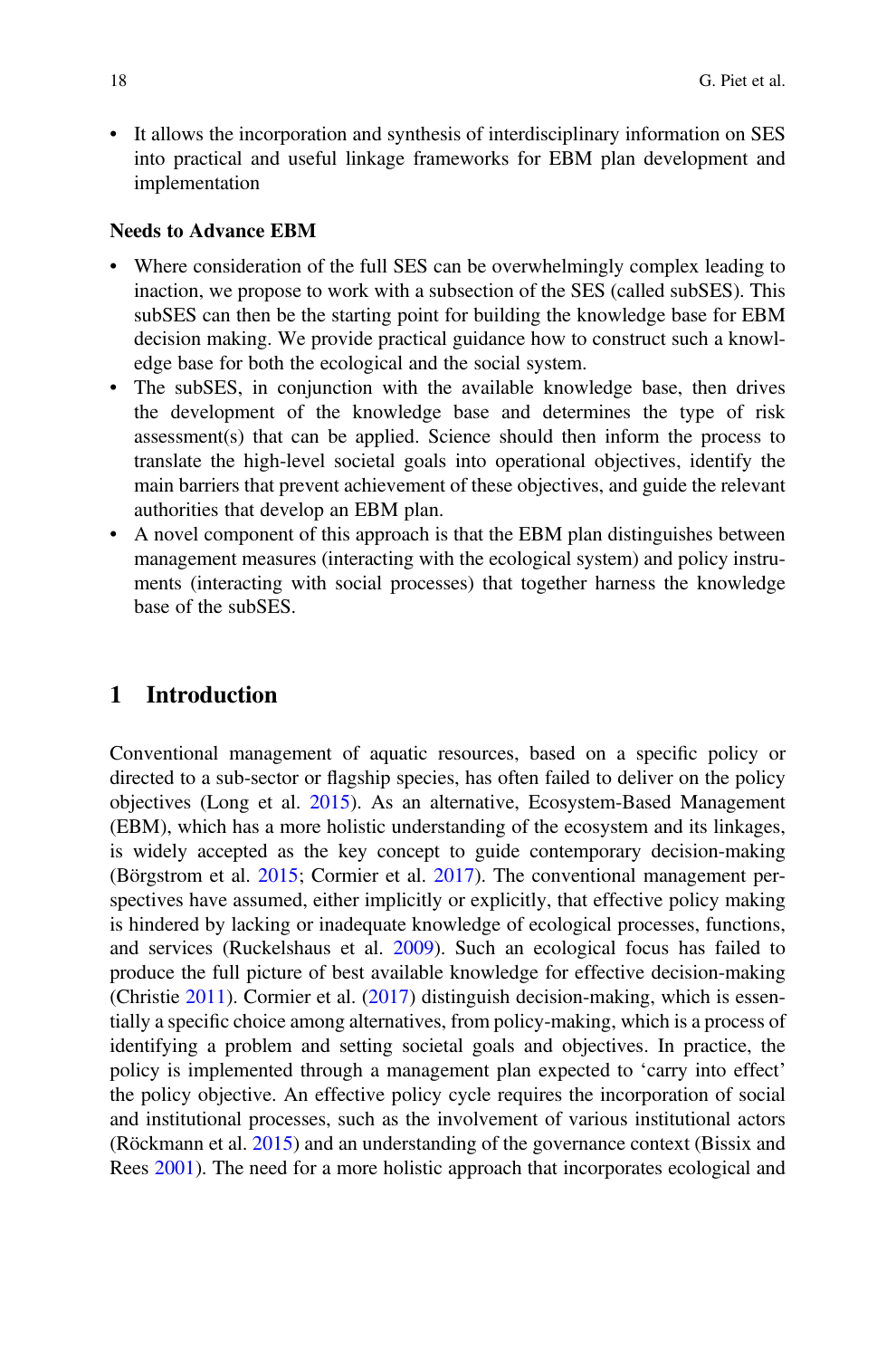- It allows the incorporation and synthesis of interdisciplinary information on SES into practical and useful linkage frameworks for EBM plan development and implementation

**Needs to Advance EBM**

- Where consideration of the full SES can be overwhelmingly complex leading to inaction, we propose to work with a subsection of the SES (called subSES). This subSES can then be the starting point for building the knowledge base for EBM decision making. We provide practical guidance how to construct such a knowledge base for both the ecological and the social system.
- The subSES, in conjunction with the available knowledge base, then drives the development of the knowledge base and determines the type of risk assessment(s) that can be applied. Science should then inform the process to translate the high-level societal goals into operational objectives, identify the main barriers that prevent achievement of these objectives, and guide the relevant authorities that develop an EBM plan.
- A novel component of this approach is that the EBM plan distinguishes between management measures (interacting with the ecological system) and policy instruments (interacting with social processes) that together harness the knowledge base of the subSES.

## 1 Introduction

Conventional management of aquatic resources, based on a specific policy or directed to a sub-sector or flagship species, has often failed to deliver on the policy objectives (Long et al. 2015). As an alternative, Ecosystem-Based Management (EBM), which has a more holistic understanding of the ecosystem and its linkages, is widely accepted as the key concept to guide contemporary decision-making (Börgstrom et al. 2015; Cormier et al. 2017). The conventional management perspectives have assumed, either implicitly or explicitly, that effective policy making is hindered by lacking or inadequate knowledge of ecological processes, functions, and services (Ruckelshaus et al. 2009). Such an ecological focus has failed to produce the full picture of best available knowledge for effective decision-making (Christie 2011). Cormier et al. (2017) distinguish decision-making, which is essentially a specific choice among alternatives, from policy-making, which is a process of identifying a problem and setting societal goals and objectives. In practice, the policy is implemented through a management plan expected to 'carry into effect' the policy objective. An effective policy cycle requires the incorporation of social and institutional processes, such as the involvement of various institutional actors (Röckmann et al. 2015) and an understanding of the governance context (Bissix and Rees 2001). The need for a more holistic approach that incorporates ecological and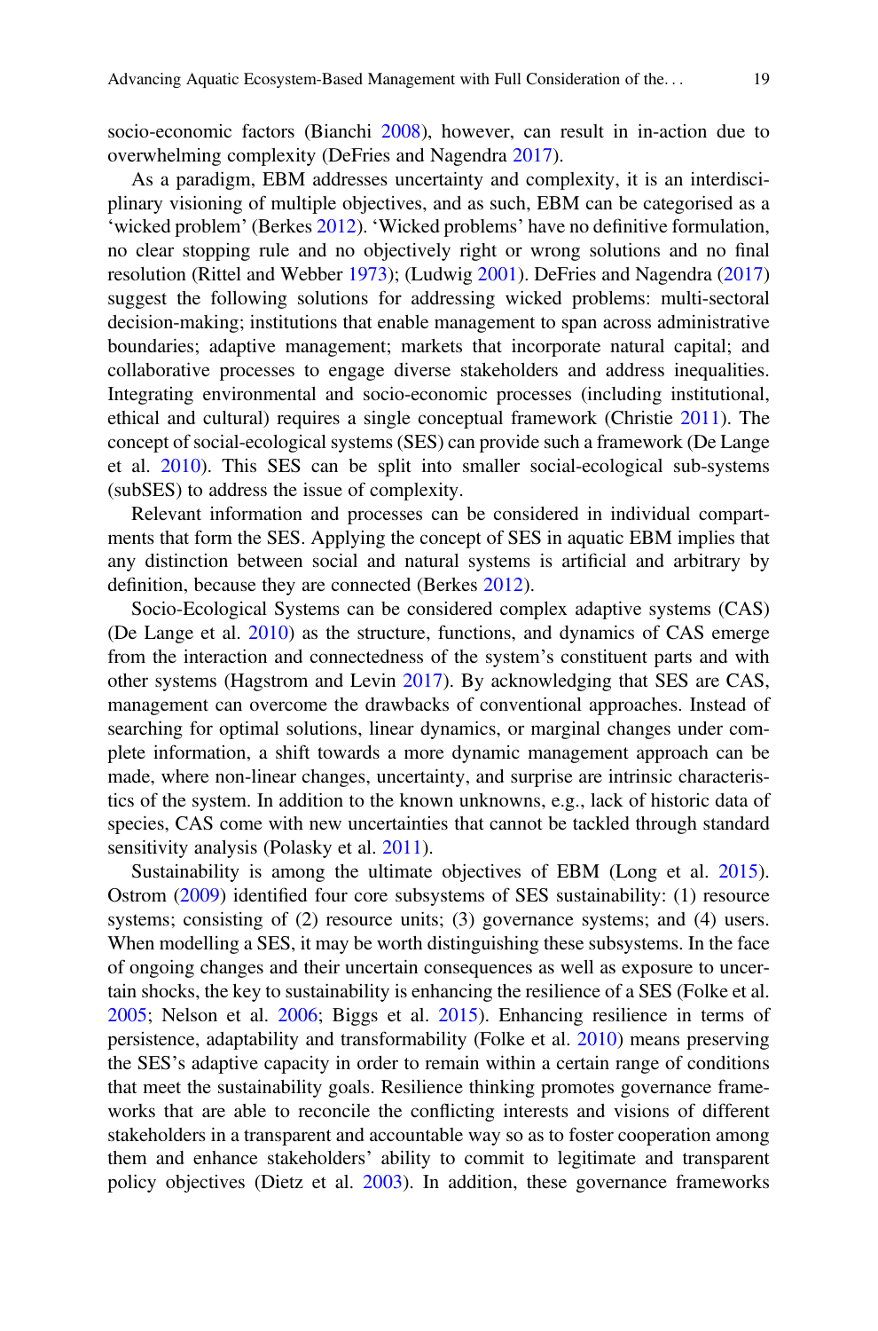socio-economic factors (Bianchi 2008), however, can result in in-action due to overwhelming complexity (DeFries and Nagendra 2017).

As a paradigm, EBM addresses uncertainty and complexity, it is an interdisciplinary visioning of multiple objectives, and as such, EBM can be categorised as a 'wicked problem' (Berkes 2012). 'Wicked problems' have no definitive formulation, no clear stopping rule and no objectively right or wrong solutions and no final resolution (Rittel and Webber 1973); (Ludwig 2001). DeFries and Nagendra (2017) suggest the following solutions for addressing wicked problems: multi-sectoral decision-making; institutions that enable management to span across administrative boundaries; adaptive management; markets that incorporate natural capital; and collaborative processes to engage diverse stakeholders and address inequalities. Integrating environmental and socio-economic processes (including institutional, ethical and cultural) requires a single conceptual framework (Christie 2011). The concept of social-ecological systems (SES) can provide such a framework (De Lange et al. 2010). This SES can be split into smaller social-ecological sub-systems (subSES) to address the issue of complexity.

Relevant information and processes can be considered in individual compartments that form the SES. Applying the concept of SES in aquatic EBM implies that any distinction between social and natural systems is artificial and arbitrary by definition, because they are connected (Berkes 2012).

Socio-Ecological Systems can be considered complex adaptive systems (CAS) (De Lange et al. 2010) as the structure, functions, and dynamics of CAS emerge from the interaction and connectedness of the system's constituent parts and with other systems (Hagstrom and Levin 2017). By acknowledging that SES are CAS, management can overcome the drawbacks of conventional approaches. Instead of searching for optimal solutions, linear dynamics, or marginal changes under complete information, a shift towards a more dynamic management approach can be made, where non-linear changes, uncertainty, and surprise are intrinsic characteristics of the system. In addition to the known unknowns, e.g., lack of historic data of species, CAS come with new uncertainties that cannot be tackled through standard sensitivity analysis (Polasky et al. 2011).

Sustainability is among the ultimate objectives of EBM (Long et al. 2015). Ostrom (2009) identified four core subsystems of SES sustainability: (1) resource systems; consisting of (2) resource units; (3) governance systems; and (4) users. When modelling a SES, it may be worth distinguishing these subsystems. In the face of ongoing changes and their uncertain consequences as well as exposure to uncertain shocks, the key to sustainability is enhancing the resilience of a SES (Folke et al. 2005; Nelson et al. 2006; Biggs et al. 2015). Enhancing resilience in terms of persistence, adaptability and transformability (Folke et al. 2010) means preserving the SES's adaptive capacity in order to remain within a certain range of conditions that meet the sustainability goals. Resilience thinking promotes governance frameworks that are able to reconcile the conflicting interests and visions of different stakeholders in a transparent and accountable way so as to foster cooperation among them and enhance stakeholders' ability to commit to legitimate and transparent policy objectives (Dietz et al. 2003). In addition, these governance frameworks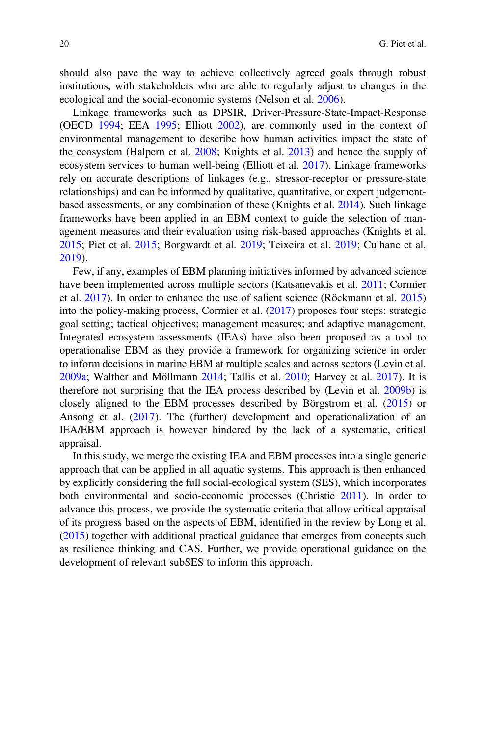should also pave the way to achieve collectively agreed goals through robust institutions, with stakeholders who are able to regularly adjust to changes in the ecological and the social-economic systems (Nelson et al. 2006).

Linkage frameworks such as DPSIR, Driver-Pressure-State-Impact-Response (OECD 1994; EEA 1995; Elliott 2002), are commonly used in the context of environmental management to describe how human activities impact the state of the ecosystem (Halpern et al. 2008; Knights et al. 2013) and hence the supply of ecosystem services to human well-being (Elliott et al. 2017). Linkage frameworks rely on accurate descriptions of linkages (e.g., stressor-receptor or pressure-state relationships) and can be informed by qualitative, quantitative, or expert judgement-based assessments, or any combination of these (Knights et al. 2014). Such linkage frameworks have been applied in an EBM context to guide the selection of management measures and their evaluation using risk-based approaches (Knights et al. 2015; Piet et al. 2015; Borgwardt et al. 2019; Teixeira et al. 2019; Culhane et al. 2019).

Few, if any, examples of EBM planning initiatives informed by advanced science have been implemented across multiple sectors (Katsanevakis et al. 2011; Cormier et al. 2017). In order to enhance the use of salient science (Röckmann et al. 2015) into the policy-making process, Cormier et al. (2017) proposes four steps: strategic goal setting; tactical objectives; management measures; and adaptive management. Integrated ecosystem assessments (IEAs) have also been proposed as a tool to operationalise EBM as they provide a framework for organizing science in order to inform decisions in marine EBM at multiple scales and across sectors (Levin et al. 2009a; Walther and Möllmann 2014; Tallis et al. 2010; Harvey et al. 2017). It is therefore not surprising that the IEA process described by (Levin et al. 2009b) is closely aligned to the EBM processes described by Börgstrom et al. (2015) or Ansong et al. (2017). The (further) development and operationalization of an IEA/EBM approach is however hindered by the lack of a systematic, critical appraisal.

In this study, we merge the existing IEA and EBM processes into a single generic approach that can be applied in all aquatic systems. This approach is then enhanced by explicitly considering the full social-ecological system (SES), which incorporates both environmental and socio-economic processes (Christie 2011). In order to advance this process, we provide the systematic criteria that allow critical appraisal of its progress based on the aspects of EBM, identified in the review by Long et al. (2015) together with additional practical guidance that emerges from concepts such as resilience thinking and CAS. Further, we provide operational guidance on the development of relevant subSES to inform this approach.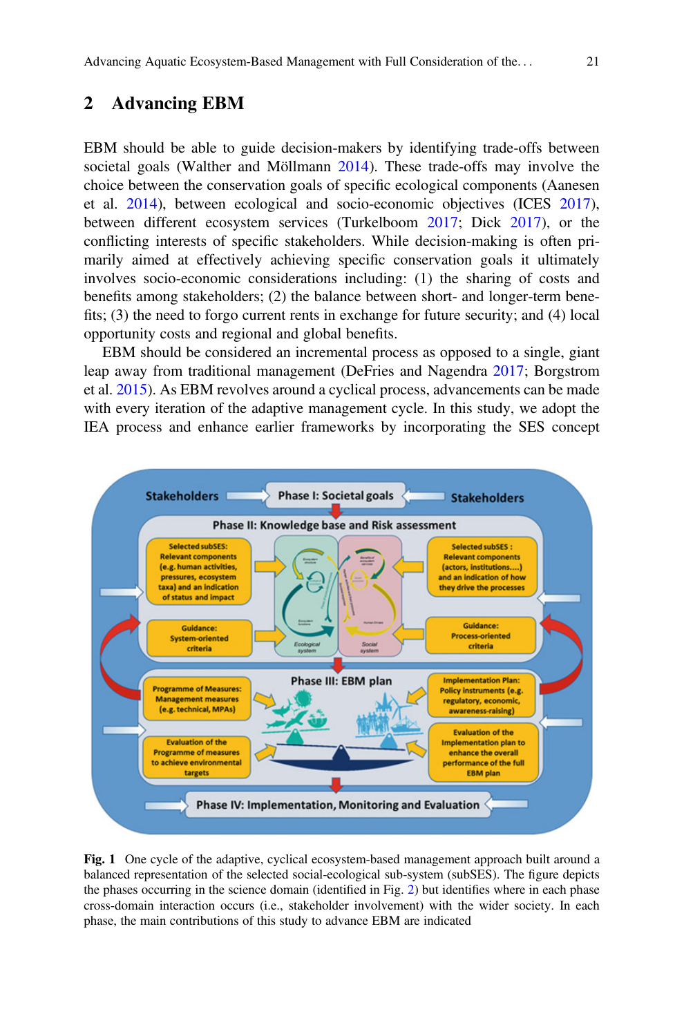## 2 Advancing EBM

EBM should be able to guide decision-makers by identifying trade-offs between societal goals (Walther and Möllmann 2014). These trade-offs may involve the choice between the conservation goals of specific ecological components (Aanesen et al. 2014), between ecological and socio-economic objectives (ICES 2017), between different ecosystem services (Turkelboom 2017; Dick 2017), or the conflicting interests of specific stakeholders. While decision-making is often primarily aimed at effectively achieving specific conservation goals it ultimately involves socio-economic considerations including: (1) the sharing of costs and benefits among stakeholders; (2) the balance between short- and longer-term benefits; (3) the need to forgo current rents in exchange for future security; and (4) local opportunity costs and regional and global benefits.

EBM should be considered an incremental process as opposed to a single, giant leap away from traditional management (DeFries and Nagendra 2017; Borgstrom et al. 2015). As EBM revolves around a cyclical process, advancements can be made with every iteration of the adaptive management cycle. In this study, we adopt the IEA process and enhance earlier frameworks by incorporating the SES concept

**Fig. 1** One cycle of the adaptive, cyclical ecosystem-based management approach built around a balanced representation of the selected social-ecological sub-system (subSES). The figure depicts the phases occurring in the science domain (identified in Fig. 2) but identifies where in each phase cross-domain interaction occurs (i.e., stakeholder involvement) with the wider society. In each phase, the main contributions of this study to advance EBM are indicated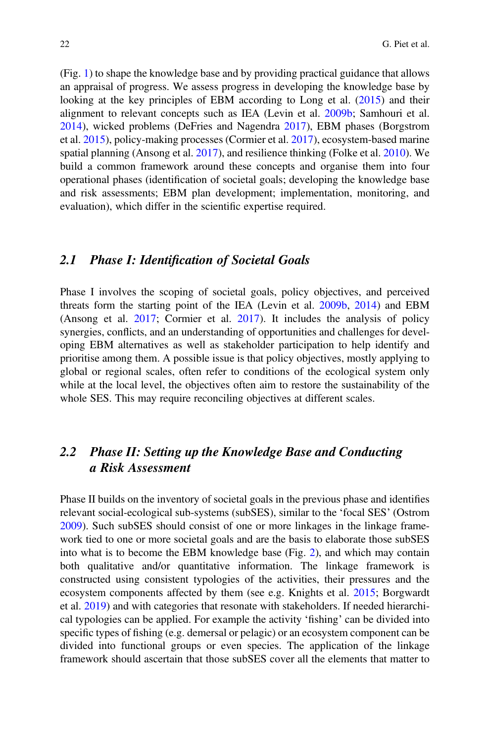(Fig. 1) to shape the knowledge base and by providing practical guidance that allows an appraisal of progress. We assess progress in developing the knowledge base by looking at the key principles of EBM according to Long et al. (2015) and their alignment to relevant concepts such as IEA (Levin et al. 2009b; Samhouri et al. 2014), wicked problems (DeFries and Nagendra 2017), EBM phases (Borgstrom et al. 2015), policy-making processes (Cormier et al. 2017), ecosystem-based marine spatial planning (Ansong et al. 2017), and resilience thinking (Folke et al. 2010). We build a common framework around these concepts and organise them into four operational phases (identification of societal goals; developing the knowledge base and risk assessments; EBM plan development; implementation, monitoring, and evaluation), which differ in the scientific expertise required.

## 2.1 *Phase I: Identification of Societal Goals*

Phase I involves the scoping of societal goals, policy objectives, and perceived threats form the starting point of the IEA (Levin et al. 2009b, 2014) and EBM (Ansong et al. 2017; Cormier et al. 2017). It includes the analysis of policy synergies, conflicts, and an understanding of opportunities and challenges for developing EBM alternatives as well as stakeholder participation to help identify and prioritise among them. A possible issue is that policy objectives, mostly applying to global or regional scales, often refer to conditions of the ecological system only while at the local level, the objectives often aim to restore the sustainability of the whole SES. This may require reconciling objectives at different scales.

## 2.2 *Phase II: Setting up the Knowledge Base and Conducting a Risk Assessment*

Phase II builds on the inventory of societal goals in the previous phase and identifies relevant social-ecological sub-systems (subSES), similar to the 'focal SES' (Ostrom 2009). Such subSES should consist of one or more linkages in the linkage framework tied to one or more societal goals and are the basis to elaborate those subSES into what is to become the EBM knowledge base (Fig. 2), and which may contain both qualitative and/or quantitative information. The linkage framework is constructed using consistent typologies of the activities, their pressures and the ecosystem components affected by them (see e.g. Knights et al. 2015; Borgwardt et al. 2019) and with categories that resonate with stakeholders. If needed hierarchical typologies can be applied. For example the activity 'fishing' can be divided into specific types of fishing (e.g. demersal or pelagic) or an ecosystem component can be divided into functional groups or even species. The application of the linkage framework should ascertain that those subSES cover all the elements that matter to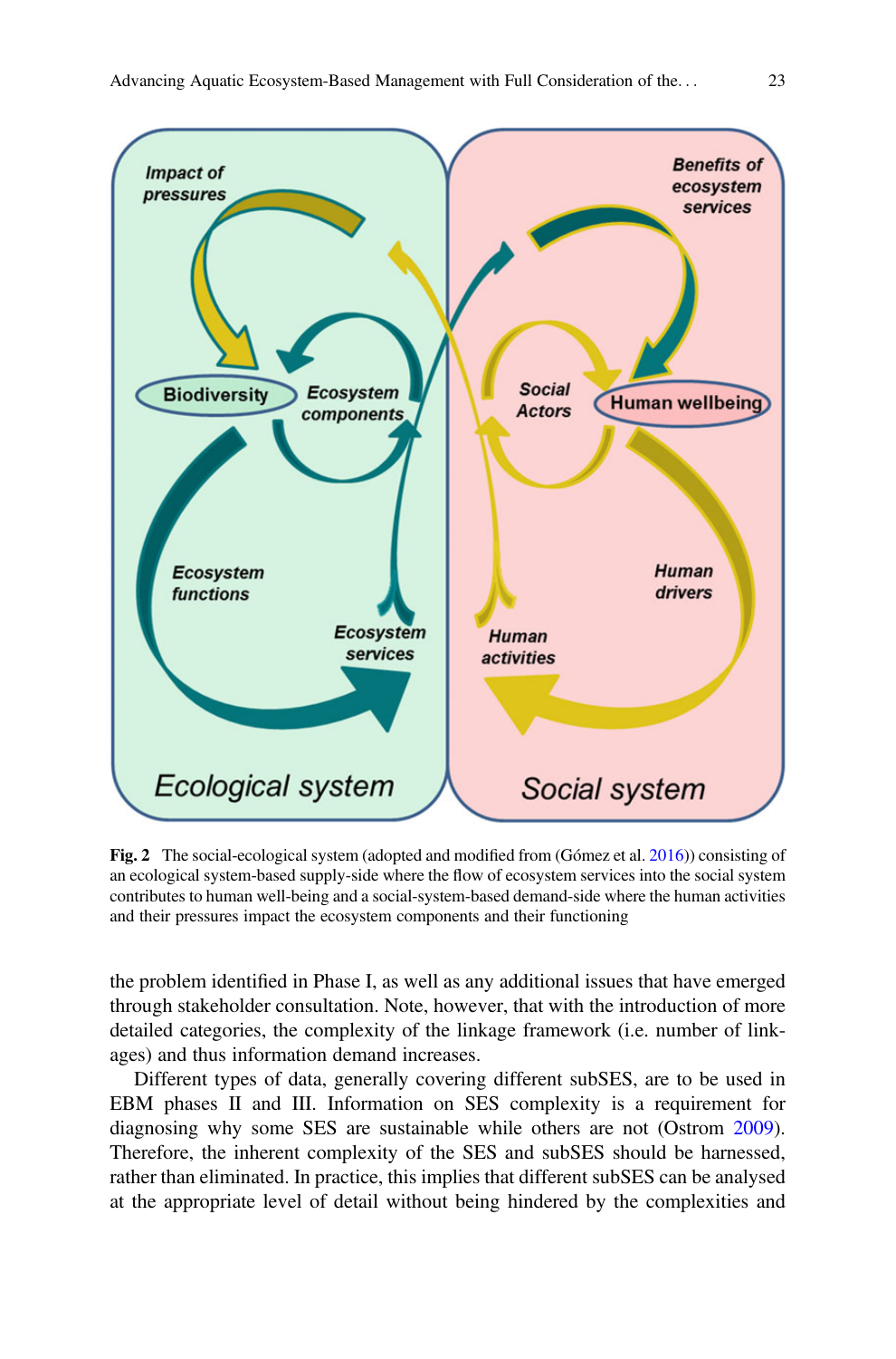Fig. 2 The social-ecological system (adopted and modified from (Gómez et al. 2016)) consisting of an ecological system-based supply-side where the flow of ecosystem services into the social system contributes to human well-being and a social-system-based demand-side where the human activities and their pressures impact the ecosystem components and their functioning

the problem identified in Phase I, as well as any additional issues that have emerged through stakeholder consultation. Note, however, that with the introduction of more detailed categories, the complexity of the linkage framework (i.e. number of linkages) and thus information demand increases.

Different types of data, generally covering different subSES, are to be used in EBM phases II and III. Information on SES complexity is a requirement for diagnosing why some SES are sustainable while others are not (Ostrom 2009). Therefore, the inherent complexity of the SES and subSES should be harnessed, rather than eliminated. In practice, this implies that different subSES can be analysed at the appropriate level of detail without being hindered by the complexities and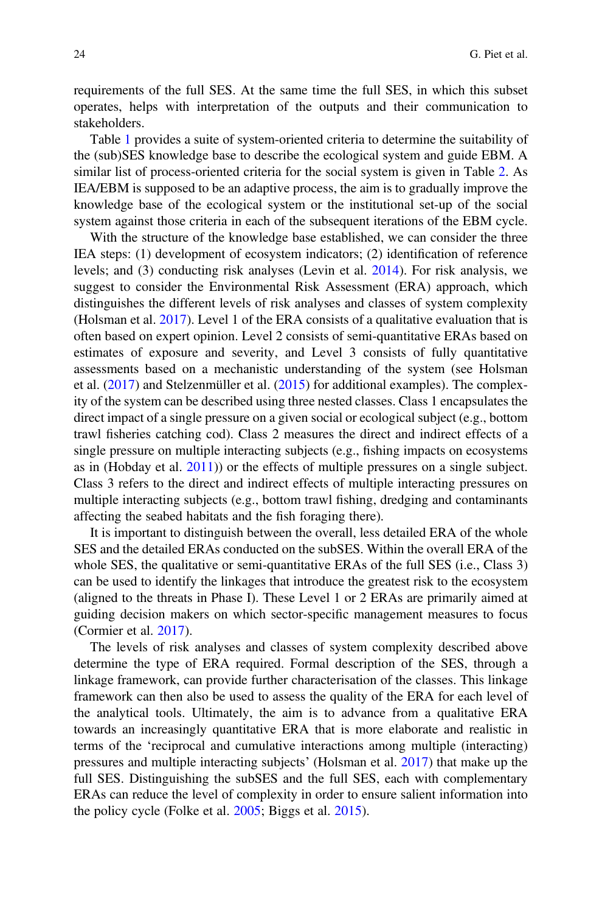requirements of the full SES. At the same time the full SES, in which this subset operates, helps with interpretation of the outputs and their communication to stakeholders.

Table 1 provides a suite of system-oriented criteria to determine the suitability of the (sub)SES knowledge base to describe the ecological system and guide EBM. A similar list of process-oriented criteria for the social system is given in Table 2. As IEA/EBM is supposed to be an adaptive process, the aim is to gradually improve the knowledge base of the ecological system or the institutional set-up of the social system against those criteria in each of the subsequent iterations of the EBM cycle.

With the structure of the knowledge base established, we can consider the three IEA steps: (1) development of ecosystem indicators; (2) identification of reference levels; and (3) conducting risk analyses (Levin et al. 2014). For risk analysis, we suggest to consider the Environmental Risk Assessment (ERA) approach, which distinguishes the different levels of risk analyses and classes of system complexity (Holsman et al. 2017). Level 1 of the ERA consists of a qualitative evaluation that is often based on expert opinion. Level 2 consists of semi-quantitative ERAs based on estimates of exposure and severity, and Level 3 consists of fully quantitative assessments based on a mechanistic understanding of the system (see Holsman et al. (2017) and Stelzenmüller et al. (2015) for additional examples). The complexity of the system can be described using three nested classes. Class 1 encapsulates the direct impact of a single pressure on a given social or ecological subject (e.g., bottom trawl fisheries catching cod). Class 2 measures the direct and indirect effects of a single pressure on multiple interacting subjects (e.g., fishing impacts on ecosystems as in (Hobday et al. 2011)) or the effects of multiple pressures on a single subject. Class 3 refers to the direct and indirect effects of multiple interacting pressures on multiple interacting subjects (e.g., bottom trawl fishing, dredging and contaminants affecting the seabed habitats and the fish foraging there).

It is important to distinguish between the overall, less detailed ERA of the whole SES and the detailed ERAs conducted on the subSES. Within the overall ERA of the whole SES, the qualitative or semi-quantitative ERAs of the full SES (i.e., Class 3) can be used to identify the linkages that introduce the greatest risk to the ecosystem (aligned to the threats in Phase I). These Level 1 or 2 ERAs are primarily aimed at guiding decision makers on which sector-specific management measures to focus (Cormier et al. 2017).

The levels of risk analyses and classes of system complexity described above determine the type of ERA required. Formal description of the SES, through a linkage framework, can provide further characterisation of the classes. This linkage framework can then also be used to assess the quality of the ERA for each level of the analytical tools. Ultimately, the aim is to advance from a qualitative ERA towards an increasingly quantitative ERA that is more elaborate and realistic in terms of the 'reciprocal and cumulative interactions among multiple (interacting) pressures and multiple interacting subjects' (Holsman et al. 2017) that make up the full SES. Distinguishing the subSES and the full SES, each with complementary ERAs can reduce the level of complexity in order to ensure salient information into the policy cycle (Folke et al. 2005; Biggs et al. 2015).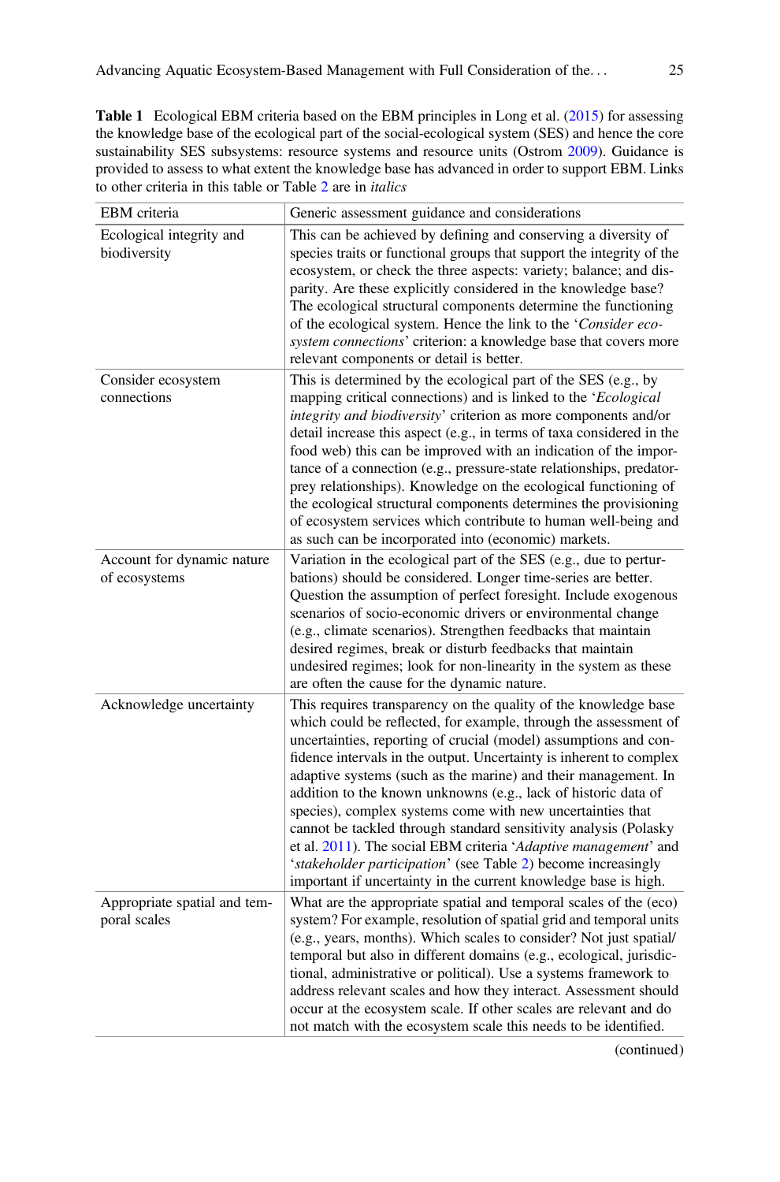**Table 1** Ecological EBM criteria based on the EBM principles in Long et al. (2015) for assessing the knowledge base of the ecological part of the social-ecological system (SES) and hence the core sustainability SES subsystems: resource systems and resource units (Ostrom 2009). Guidance is provided to assess to what extent the knowledge base has advanced in order to support EBM. Links to other criteria in this table or Table 2 are in *italics*

| EBM criteria | Generic assessment guidance and considerations |
|---|---|
| Ecological integrity and biodiversity | This can be achieved by defining and conserving a diversity of species traits or functional groups that support the integrity of the ecosystem, or check the three aspects: variety; balance; and disparity. Are these explicitly considered in the knowledge base? The ecological structural components determine the functioning of the ecological system. Hence the link to the '*Consider ecosystem connections*' criterion: a knowledge base that covers more relevant components or detail is better. |
| Consider ecosystem connections | This is determined by the ecological part of the SES (e.g., by mapping critical connections) and is linked to the '*Ecological integrity and biodiversity*' criterion as more components and/or detail increase this aspect (e.g., in terms of taxa considered in the food web) this can be improved with an indication of the importance of a connection (e.g., pressure-state relationships, predator-prey relationships). Knowledge on the ecological functioning of the ecological structural components determines the provisioning of ecosystem services which contribute to human well-being and as such can be incorporated into (economic) markets. |
| Account for dynamic nature of ecosystems | Variation in the ecological part of the SES (e.g., due to perturbations) should be considered. Longer time-series are better. Question the assumption of perfect foresight. Include exogenous scenarios of socio-economic drivers or environmental change (e.g., climate scenarios). Strengthen feedbacks that maintain desired regimes, break or disturb feedbacks that maintain undesired regimes; look for non-linearity in the system as these are often the cause for the dynamic nature. |
| Acknowledge uncertainty | This requires transparency on the quality of the knowledge base which could be reflected, for example, through the assessment of uncertainties, reporting of crucial (model) assumptions and confidence intervals in the output. Uncertainty is inherent to complex adaptive systems (such as the marine) and their management. In addition to the known unknowns (e.g., lack of historic data of species), complex systems come with new uncertainties that cannot be tackled through standard sensitivity analysis (Polasky et al. 2011). The social EBM criteria '*Adaptive management*' and '*stakeholder participation*' (see Table 2) become increasingly important if uncertainty in the current knowledge base is high. |
| Appropriate spatial and temporal scales | What are the appropriate spatial and temporal scales of the (eco) system? For example, resolution of spatial grid and temporal units (e.g., years, months). Which scales to consider? Not just spatial/temporal but also in different domains (e.g., ecological, jurisdictional, administrative or political). Use a systems framework to address relevant scales and how they interact. Assessment should occur at the ecosystem scale. If other scales are relevant and do not match with the ecosystem scale this needs to be identified. |

(continued)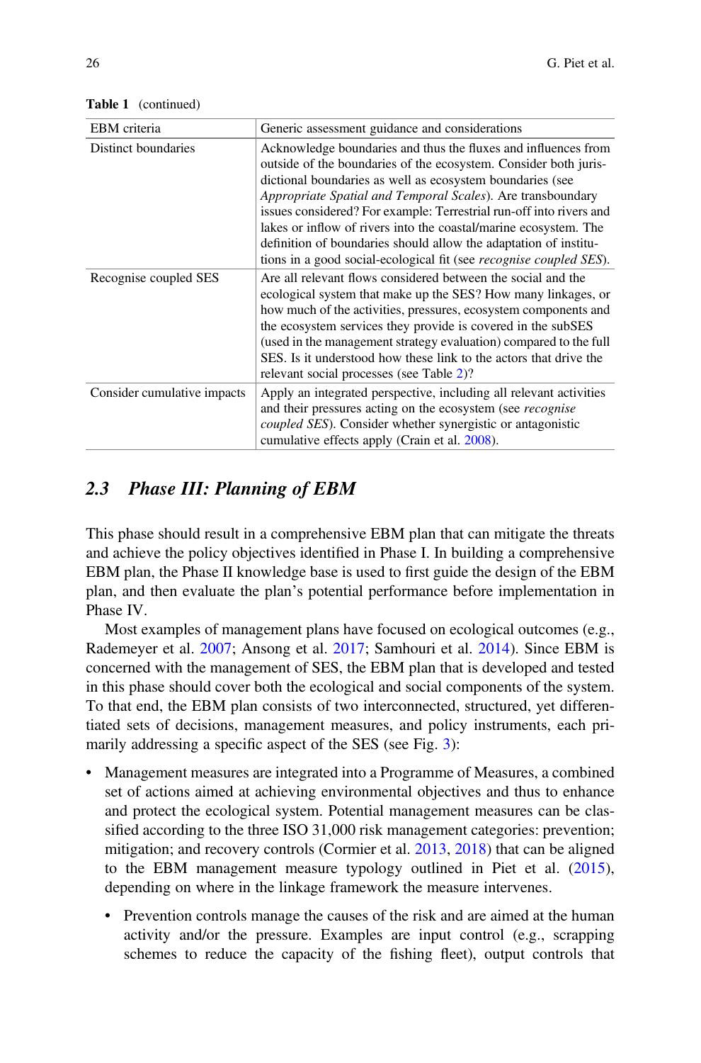**Table 1** (continued)

| EBM criteria | Generic assessment guidance and considerations |
|---|---|
| Distinct boundaries | Acknowledge boundaries and thus the fluxes and influences from outside of the boundaries of the ecosystem. Consider both jurisdictional boundaries as well as ecosystem boundaries (see *Appropriate Spatial and Temporal Scales*). Are transboundary issues considered? For example: Terrestrial run-off into rivers and lakes or inflow of rivers into the coastal/marine ecosystem. The definition of boundaries should allow the adaptation of institutions in a good social-ecological fit (see *recognise coupled SES*). |
| Recognise coupled SES | Are all relevant flows considered between the social and the ecological system that make up the SES? How many linkages, or how much of the activities, pressures, ecosystem components and the ecosystem services they provide is covered in the subSES (used in the management strategy evaluation) compared to the full SES. Is it understood how these link to the actors that drive the relevant social processes (see Table 2)? |
| Consider cumulative impacts | Apply an integrated perspective, including all relevant activities and their pressures acting on the ecosystem (see *recognise coupled SES*). Consider whether synergistic or antagonistic cumulative effects apply (Crain et al. 2008). |

## 2.3 Phase III: Planning of EBM

This phase should result in a comprehensive EBM plan that can mitigate the threats and achieve the policy objectives identified in Phase I. In building a comprehensive EBM plan, the Phase II knowledge base is used to first guide the design of the EBM plan, and then evaluate the plan's potential performance before implementation in Phase IV.

Most examples of management plans have focused on ecological outcomes (e.g., Rademeyer et al. 2007; Ansong et al. 2017; Samhouri et al. 2014). Since EBM is concerned with the management of SES, the EBM plan that is developed and tested in this phase should cover both the ecological and social components of the system. To that end, the EBM plan consists of two interconnected, structured, yet differentiated sets of decisions, management measures, and policy instruments, each primarily addressing a specific aspect of the SES (see Fig. 3):

- Management measures are integrated into a Programme of Measures, a combined set of actions aimed at achieving environmental objectives and thus to enhance and protect the ecological system. Potential management measures can be classified according to the three ISO 31,000 risk management categories: prevention; mitigation; and recovery controls (Cormier et al. 2013, 2018) that can be aligned to the EBM management measure typology outlined in Piet et al. (2015), depending on where in the linkage framework the measure intervenes.
  - Prevention controls manage the causes of the risk and are aimed at the human activity and/or the pressure. Examples are input control (e.g., scrapping schemes to reduce the capacity of the fishing fleet), output controls that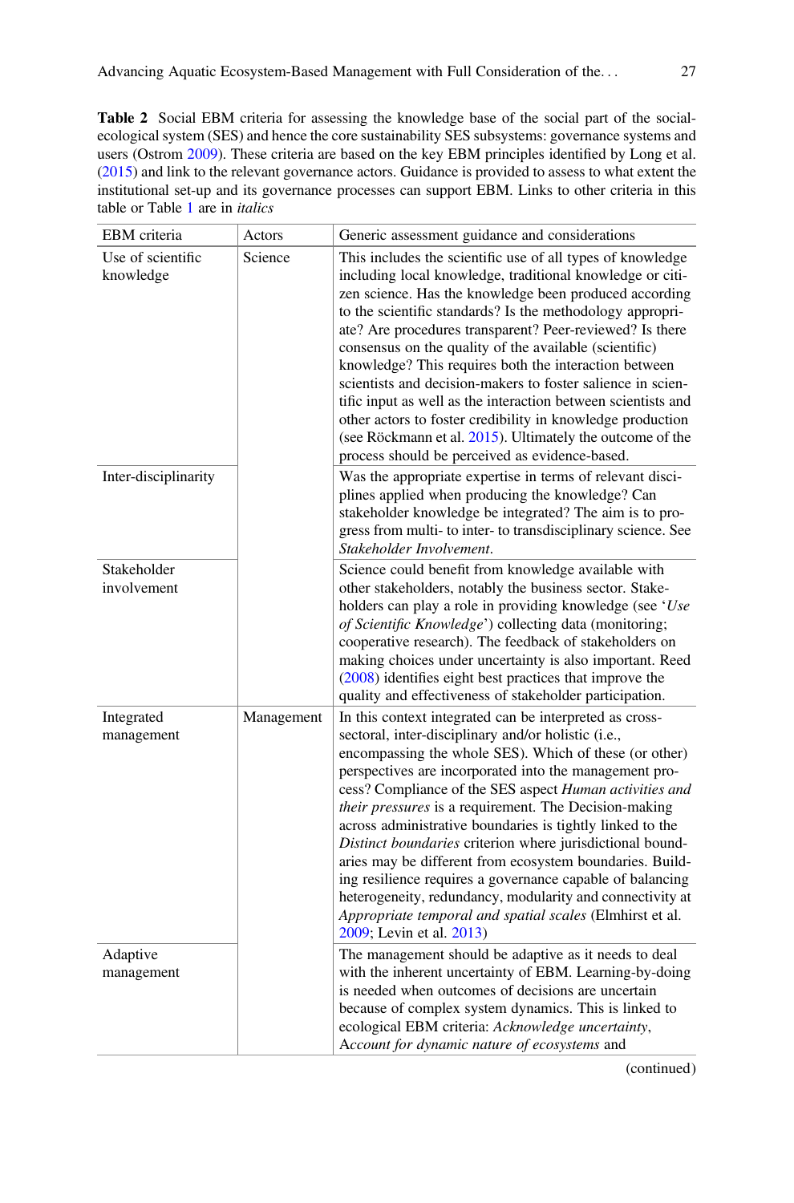**Table 2** Social EBM criteria for assessing the knowledge base of the social part of the social-ecological system (SES) and hence the core sustainability SES subsystems: governance systems and users (Ostrom 2009). These criteria are based on the key EBM principles identified by Long et al. (2015) and link to the relevant governance actors. Guidance is provided to assess to what extent the institutional set-up and its governance processes can support EBM. Links to other criteria in this table or Table 1 are in *italics*

| EBM criteria | Actors | Generic assessment guidance and considerations |
|---|---|---|
| Use of scientific knowledge | Science | This includes the scientific use of all types of knowledge including local knowledge, traditional knowledge or citizen science. Has the knowledge been produced according to the scientific standards? Is the methodology appropriate? Are procedures transparent? Peer-reviewed? Is there consensus on the quality of the available (scientific) knowledge? This requires both the interaction between scientists and decision-makers to foster salience in scientific input as well as the interaction between scientists and other actors to foster credibility in knowledge production (see Röckmann et al. 2015). Ultimately the outcome of the process should be perceived as evidence-based. |
| Inter-disciplinarity | | Was the appropriate expertise in terms of relevant disciplines applied when producing the knowledge? Can stakeholder knowledge be integrated? The aim is to progress from multi- to inter- to transdisciplinary science. See *Stakeholder Involvement*. |
| Stakeholder involvement | | Science could benefit from knowledge available with other stakeholders, notably the business sector. Stakeholders can play a role in providing knowledge (see '*Use of Scientific Knowledge*') collecting data (monitoring; cooperative research). The feedback of stakeholders on making choices under uncertainty is also important. Reed (2008) identifies eight best practices that improve the quality and effectiveness of stakeholder participation. |
| Integrated management | Management | In this context integrated can be interpreted as cross-sectoral, inter-disciplinary and/or holistic (i.e., encompassing the whole SES). Which of these (or other) perspectives are incorporated into the management process? Compliance of the SES aspect *Human activities and their pressures* is a requirement. The Decision-making across administrative boundaries is tightly linked to the *Distinct boundaries* criterion where jurisdictional boundaries may be different from ecosystem boundaries. Building resilience requires a governance capable of balancing heterogeneity, redundancy, modularity and connectivity at *Appropriate temporal and spatial scales* (Elmhirst et al. 2009; Levin et al. 2013) |
| Adaptive management | | The management should be adaptive as it needs to deal with the inherent uncertainty of EBM. Learning-by-doing is needed when outcomes of decisions are uncertain because of complex system dynamics. This is linked to ecological EBM criteria: *Acknowledge uncertainty*, *Account for dynamic nature of ecosystems* and |

(continued)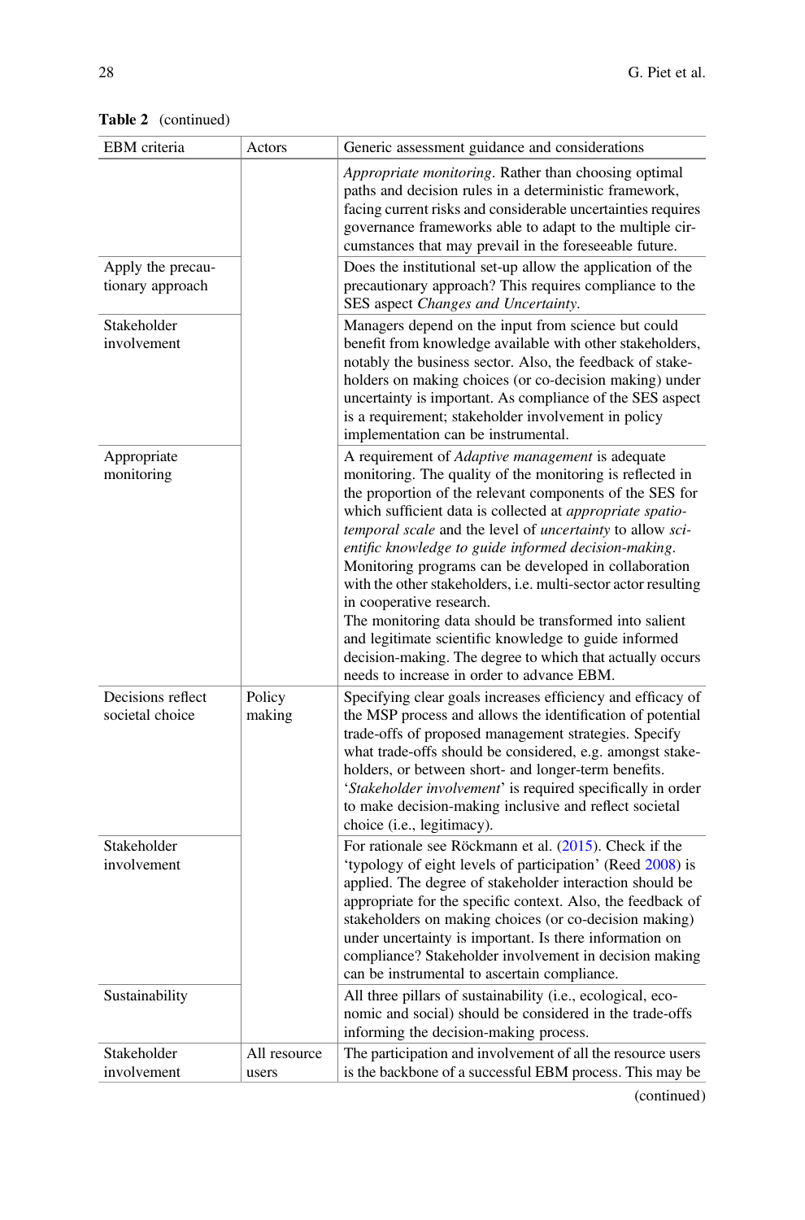**Table 2** (continued)

| EBM criteria | Actors | Generic assessment guidance and considerations |
|---|---|---|
| | | *Appropriate monitoring*. Rather than choosing optimal paths and decision rules in a deterministic framework, facing current risks and considerable uncertainties requires governance frameworks able to adapt to the multiple circumstances that may prevail in the foreseeable future. |
| Apply the precautionary approach | | Does the institutional set-up allow the application of the precautionary approach? This requires compliance to the SES aspect *Changes and Uncertainty*. |
| Stakeholder involvement | | Managers depend on the input from science but could benefit from knowledge available with other stakeholders, notably the business sector. Also, the feedback of stakeholders on making choices (or co-decision making) under uncertainty is important. As compliance of the SES aspect is a requirement; stakeholder involvement in policy implementation can be instrumental. |
| Appropriate monitoring | | A requirement of *Adaptive management* is adequate monitoring. The quality of the monitoring is reflected in the proportion of the relevant components of the SES for which sufficient data is collected at *appropriate spatio-temporal scale* and the level of *uncertainty* to allow *scientific knowledge to guide informed decision-making*. Monitoring programs can be developed in collaboration with the other stakeholders, i.e. multi-sector actor resulting in cooperative research.<br>The monitoring data should be transformed into salient and legitimate scientific knowledge to guide informed decision-making. The degree to which that actually occurs needs to increase in order to advance EBM. |
| Decisions reflect societal choice | Policy making | Specifying clear goals increases efficiency and efficacy of the MSP process and allows the identification of potential trade-offs of proposed management strategies. Specify what trade-offs should be considered, e.g. amongst stakeholders, or between short- and longer-term benefits. '*Stakeholder involvement*' is required specifically in order to make decision-making inclusive and reflect societal choice (i.e., legitimacy). |
| Stakeholder involvement | | For rationale see Röckmann et al. (2015). Check if the 'typology of eight levels of participation' (Reed 2008) is applied. The degree of stakeholder interaction should be appropriate for the specific context. Also, the feedback of stakeholders on making choices (or co-decision making) under uncertainty is important. Is there information on compliance? Stakeholder involvement in decision making can be instrumental to ascertain compliance. |
| Sustainability | | All three pillars of sustainability (i.e., ecological, economic and social) should be considered in the trade-offs informing the decision-making process. |
| Stakeholder involvement | All resource users | The participation and involvement of all the resource users is the backbone of a successful EBM process. This may be |

(continued)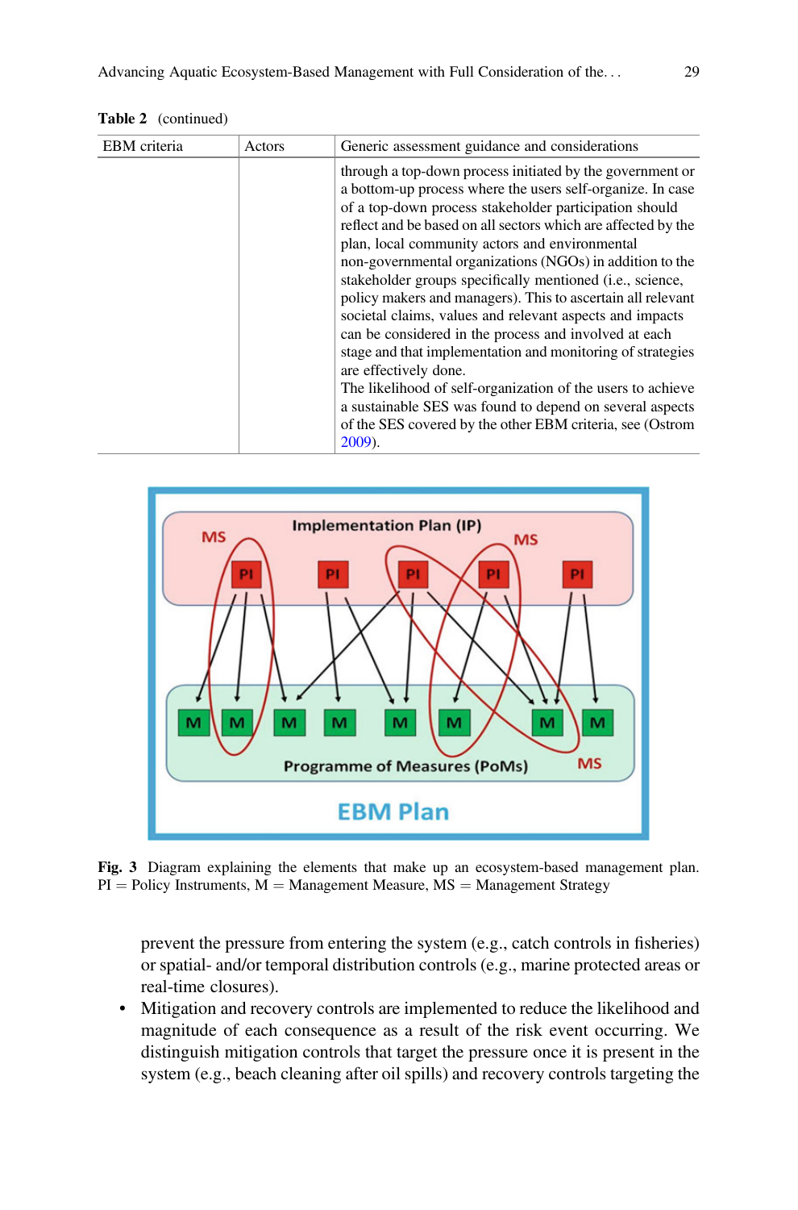**Table 2** (continued)

| EBM criteria | Actors | Generic assessment guidance and considerations |
|---|---|---|
| | | through a top-down process initiated by the government or a bottom-up process where the users self-organize. In case of a top-down process stakeholder participation should reflect and be based on all sectors which are affected by the plan, local community actors and environmental non-governmental organizations (NGOs) in addition to the stakeholder groups specifically mentioned (i.e., science, policy makers and managers). This to ascertain all relevant societal claims, values and relevant aspects and impacts can be considered in the process and involved at each stage and that implementation and monitoring of strategies are effectively done. The likelihood of self-organization of the users to achieve a sustainable SES was found to depend on several aspects of the SES covered by the other EBM criteria, see (Ostrom 2009). |

**Fig. 3** Diagram explaining the elements that make up an ecosystem-based management plan. PI = Policy Instruments, M = Management Measure, MS = Management Strategy

prevent the pressure from entering the system (e.g., catch controls in fisheries) or spatial- and/or temporal distribution controls (e.g., marine protected areas or real-time closures).

- Mitigation and recovery controls are implemented to reduce the likelihood and magnitude of each consequence as a result of the risk event occurring. We distinguish mitigation controls that target the pressure once it is present in the system (e.g., beach cleaning after oil spills) and recovery controls targeting the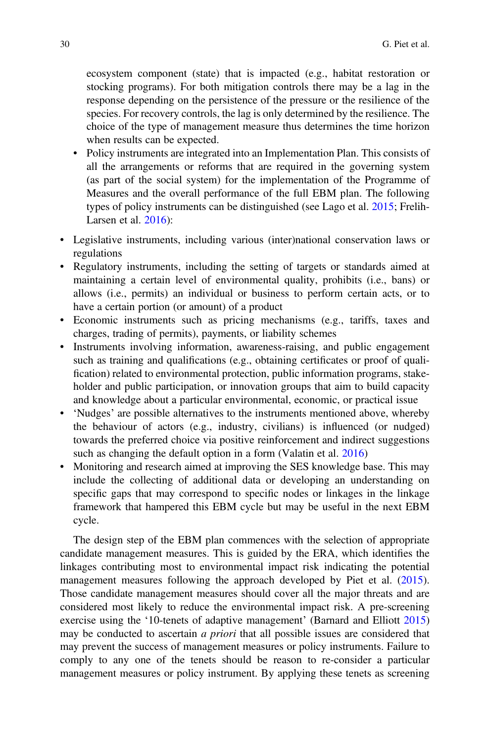ecosystem component (state) that is impacted (e.g., habitat restoration or stocking programs). For both mitigation controls there may be a lag in the response depending on the persistence of the pressure or the resilience of the species. For recovery controls, the lag is only determined by the resilience. The choice of the type of management measure thus determines the time horizon when results can be expected.

- Policy instruments are integrated into an Implementation Plan. This consists of all the arrangements or reforms that are required in the governing system (as part of the social system) for the implementation of the Programme of Measures and the overall performance of the full EBM plan. The following types of policy instruments can be distinguished (see Lago et al. 2015; Frelih-Larsen et al. 2016):

- Legislative instruments, including various (inter)national conservation laws or regulations
- Regulatory instruments, including the setting of targets or standards aimed at maintaining a certain level of environmental quality, prohibits (i.e., bans) or allows (i.e., permits) an individual or business to perform certain acts, or to have a certain portion (or amount) of a product
- Economic instruments such as pricing mechanisms (e.g., tariffs, taxes and charges, trading of permits), payments, or liability schemes
- Instruments involving information, awareness-raising, and public engagement such as training and qualifications (e.g., obtaining certificates or proof of qualification) related to environmental protection, public information programs, stakeholder and public participation, or innovation groups that aim to build capacity and knowledge about a particular environmental, economic, or practical issue
- 'Nudges' are possible alternatives to the instruments mentioned above, whereby the behaviour of actors (e.g., industry, civilians) is influenced (or nudged) towards the preferred choice via positive reinforcement and indirect suggestions such as changing the default option in a form (Valatin et al. 2016)
- Monitoring and research aimed at improving the SES knowledge base. This may include the collecting of additional data or developing an understanding on specific gaps that may correspond to specific nodes or linkages in the linkage framework that hampered this EBM cycle but may be useful in the next EBM cycle.

The design step of the EBM plan commences with the selection of appropriate candidate management measures. This is guided by the ERA, which identifies the linkages contributing most to environmental impact risk indicating the potential management measures following the approach developed by Piet et al. (2015). Those candidate management measures should cover all the major threats and are considered most likely to reduce the environmental impact risk. A pre-screening exercise using the '10-tenets of adaptive management' (Barnard and Elliott 2015) may be conducted to ascertain *a priori* that all possible issues are considered that may prevent the success of management measures or policy instruments. Failure to comply to any one of the tenets should be reason to re-consider a particular management measures or policy instrument. By applying these tenets as screening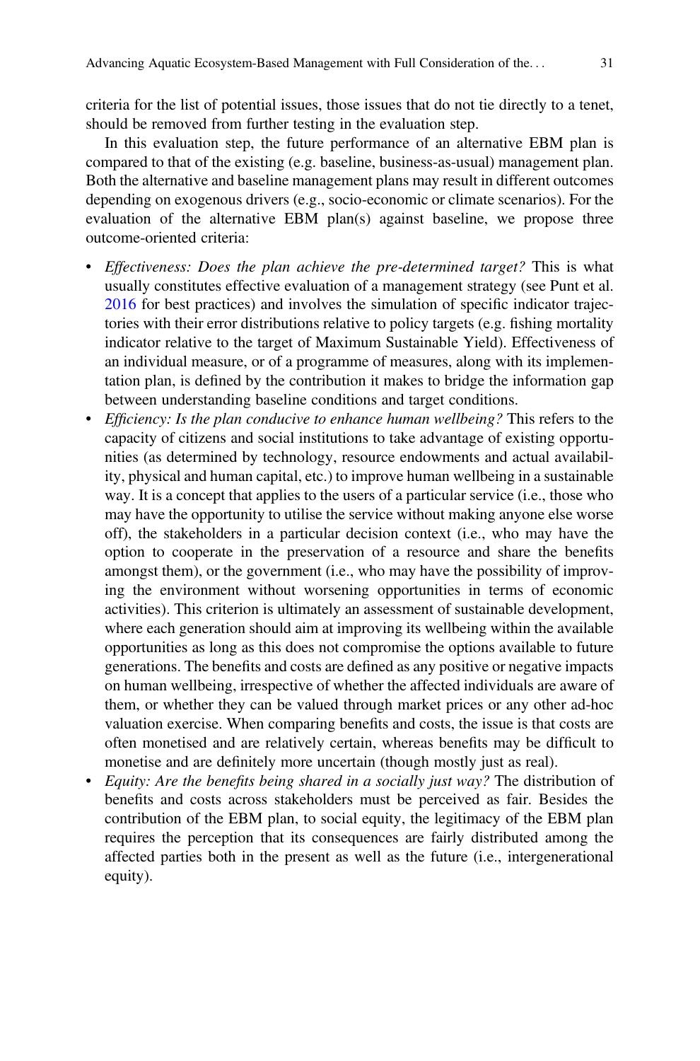criteria for the list of potential issues, those issues that do not tie directly to a tenet, should be removed from further testing in the evaluation step.

In this evaluation step, the future performance of an alternative EBM plan is compared to that of the existing (e.g. baseline, business-as-usual) management plan. Both the alternative and baseline management plans may result in different outcomes depending on exogenous drivers (e.g., socio-economic or climate scenarios). For the evaluation of the alternative EBM plan(s) against baseline, we propose three outcome-oriented criteria:

- *Effectiveness: Does the plan achieve the pre-determined target?* This is what usually constitutes effective evaluation of a management strategy (see Punt et al. 2016 for best practices) and involves the simulation of specific indicator trajectories with their error distributions relative to policy targets (e.g. fishing mortality indicator relative to the target of Maximum Sustainable Yield). Effectiveness of an individual measure, or of a programme of measures, along with its implementation plan, is defined by the contribution it makes to bridge the information gap between understanding baseline conditions and target conditions.
- *Efficiency: Is the plan conducive to enhance human wellbeing?* This refers to the capacity of citizens and social institutions to take advantage of existing opportunities (as determined by technology, resource endowments and actual availability, physical and human capital, etc.) to improve human wellbeing in a sustainable way. It is a concept that applies to the users of a particular service (i.e., those who may have the opportunity to utilise the service without making anyone else worse off), the stakeholders in a particular decision context (i.e., who may have the option to cooperate in the preservation of a resource and share the benefits amongst them), or the government (i.e., who may have the possibility of improving the environment without worsening opportunities in terms of economic activities). This criterion is ultimately an assessment of sustainable development, where each generation should aim at improving its wellbeing within the available opportunities as long as this does not compromise the options available to future generations. The benefits and costs are defined as any positive or negative impacts on human wellbeing, irrespective of whether the affected individuals are aware of them, or whether they can be valued through market prices or any other ad-hoc valuation exercise. When comparing benefits and costs, the issue is that costs are often monetised and are relatively certain, whereas benefits may be difficult to monetise and are definitely more uncertain (though mostly just as real).
- *Equity: Are the benefits being shared in a socially just way?* The distribution of benefits and costs across stakeholders must be perceived as fair. Besides the contribution of the EBM plan, to social equity, the legitimacy of the EBM plan requires the perception that its consequences are fairly distributed among the affected parties both in the present as well as the future (i.e., intergenerational equity).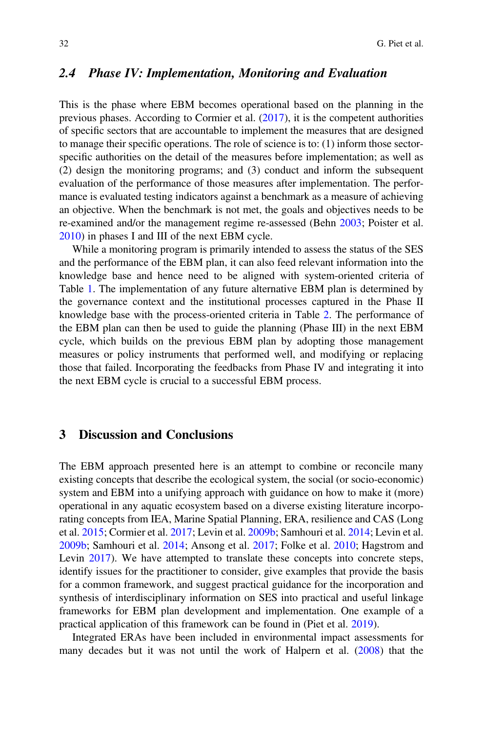### 2.4 *Phase IV: Implementation, Monitoring and Evaluation*

This is the phase where EBM becomes operational based on the planning in the previous phases. According to Cormier et al. (2017), it is the competent authorities of specific sectors that are accountable to implement the measures that are designed to manage their specific operations. The role of science is to: (1) inform those sector-specific authorities on the detail of the measures before implementation; as well as (2) design the monitoring programs; and (3) conduct and inform the subsequent evaluation of the performance of those measures after implementation. The performance is evaluated testing indicators against a benchmark as a measure of achieving an objective. When the benchmark is not met, the goals and objectives needs to be re-examined and/or the management regime re-assessed (Behn 2003; Poister et al. 2010) in phases I and III of the next EBM cycle.

While a monitoring program is primarily intended to assess the status of the SES and the performance of the EBM plan, it can also feed relevant information into the knowledge base and hence need to be aligned with system-oriented criteria of Table 1. The implementation of any future alternative EBM plan is determined by the governance context and the institutional processes captured in the Phase II knowledge base with the process-oriented criteria in Table 2. The performance of the EBM plan can then be used to guide the planning (Phase III) in the next EBM cycle, which builds on the previous EBM plan by adopting those management measures or policy instruments that performed well, and modifying or replacing those that failed. Incorporating the feedbacks from Phase IV and integrating it into the next EBM cycle is crucial to a successful EBM process.

## 3 Discussion and Conclusions

The EBM approach presented here is an attempt to combine or reconcile many existing concepts that describe the ecological system, the social (or socio-economic) system and EBM into a unifying approach with guidance on how to make it (more) operational in any aquatic ecosystem based on a diverse existing literature incorporating concepts from IEA, Marine Spatial Planning, ERA, resilience and CAS (Long et al. 2015; Cormier et al. 2017; Levin et al. 2009b; Samhouri et al. 2014; Levin et al. 2009b; Samhouri et al. 2014; Ansong et al. 2017; Folke et al. 2010; Hagstrom and Levin 2017). We have attempted to translate these concepts into concrete steps, identify issues for the practitioner to consider, give examples that provide the basis for a common framework, and suggest practical guidance for the incorporation and synthesis of interdisciplinary information on SES into practical and useful linkage frameworks for EBM plan development and implementation. One example of a practical application of this framework can be found in (Piet et al. 2019).

Integrated ERAs have been included in environmental impact assessments for many decades but it was not until the work of Halpern et al. (2008) that the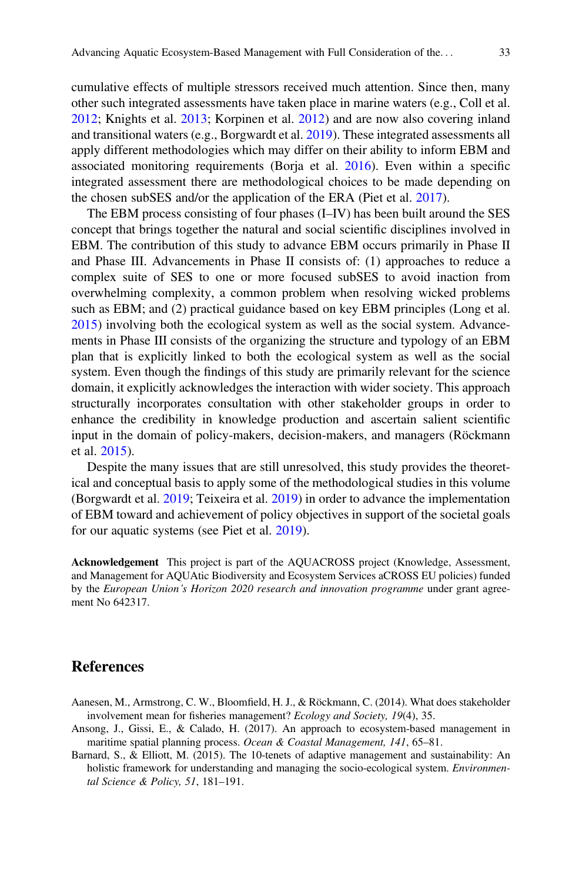cumulative effects of multiple stressors received much attention. Since then, many other such integrated assessments have taken place in marine waters (e.g., Coll et al. 2012; Knights et al. 2013; Korpinen et al. 2012) and are now also covering inland and transitional waters (e.g., Borgwardt et al. 2019). These integrated assessments all apply different methodologies which may differ on their ability to inform EBM and associated monitoring requirements (Borja et al. 2016). Even within a specific integrated assessment there are methodological choices to be made depending on the chosen subSES and/or the application of the ERA (Piet et al. 2017).

The EBM process consisting of four phases (I–IV) has been built around the SES concept that brings together the natural and social scientific disciplines involved in EBM. The contribution of this study to advance EBM occurs primarily in Phase II and Phase III. Advancements in Phase II consists of: (1) approaches to reduce a complex suite of SES to one or more focused subSES to avoid inaction from overwhelming complexity, a common problem when resolving wicked problems such as EBM; and (2) practical guidance based on key EBM principles (Long et al. 2015) involving both the ecological system as well as the social system. Advancements in Phase III consists of the organizing the structure and typology of an EBM plan that is explicitly linked to both the ecological system as well as the social system. Even though the findings of this study are primarily relevant for the science domain, it explicitly acknowledges the interaction with wider society. This approach structurally incorporates consultation with other stakeholder groups in order to enhance the credibility in knowledge production and ascertain salient scientific input in the domain of policy-makers, decision-makers, and managers (Röckmann et al. 2015).

Despite the many issues that are still unresolved, this study provides the theoretical and conceptual basis to apply some of the methodological studies in this volume (Borgwardt et al. 2019; Teixeira et al. 2019) in order to advance the implementation of EBM toward and achievement of policy objectives in support of the societal goals for our aquatic systems (see Piet et al. 2019).

**Acknowledgement** This project is part of the AQUACROSS project (Knowledge, Assessment, and Management for AQUAtic Biodiversity and Ecosystem Services aCROSS EU policies) funded by the *European Union's Horizon 2020 research and innovation programme* under grant agreement No 642317.

## References

Aanesen, M., Armstrong, C. W., Bloomfield, H. J., & Röckmann, C. (2014). What does stakeholder involvement mean for fisheries management? *Ecology and Society, 19*(4), 35.

Ansong, J., Gissi, E., & Calado, H. (2017). An approach to ecosystem-based management in maritime spatial planning process. *Ocean & Coastal Management, 141*, 65–81.

Barnard, S., & Elliott, M. (2015). The 10-tenets of adaptive management and sustainability: An holistic framework for understanding and managing the socio-ecological system. *Environmental Science & Policy, 51*, 181–191.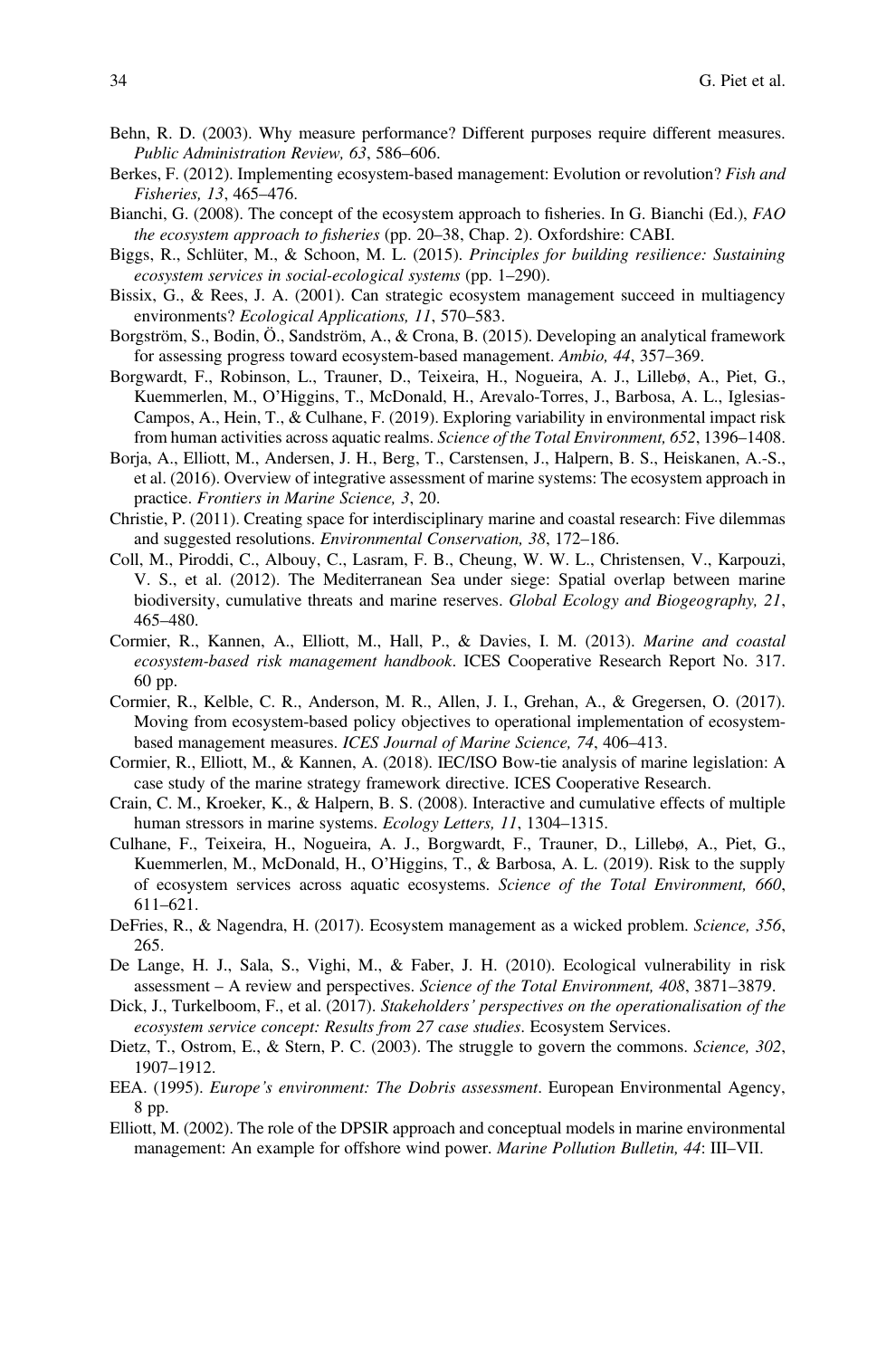Behn, R. D. (2003). Why measure performance? Different purposes require different measures. *Public Administration Review, 63*, 586–606.

Berkes, F. (2012). Implementing ecosystem-based management: Evolution or revolution? *Fish and Fisheries, 13*, 465–476.

Bianchi, G. (2008). The concept of the ecosystem approach to fisheries. In G. Bianchi (Ed.), *FAO the ecosystem approach to fisheries* (pp. 20–38, Chap. 2). Oxfordshire: CABI.

Biggs, R., Schlüter, M., & Schoon, M. L. (2015). *Principles for building resilience: Sustaining ecosystem services in social-ecological systems* (pp. 1–290).

Bissix, G., & Rees, J. A. (2001). Can strategic ecosystem management succeed in multiagency environments? *Ecological Applications, 11*, 570–583.

Borgström, S., Bodin, Ö., Sandström, A., & Crona, B. (2015). Developing an analytical framework for assessing progress toward ecosystem-based management. *Ambio, 44*, 357–369.

Borgwardt, F., Robinson, L., Trauner, D., Teixeira, H., Nogueira, A. J., Lillebø, A., Piet, G., Kuemmerlen, M., O'Higgins, T., McDonald, H., Arevalo-Torres, J., Barbosa, A. L., Iglesias-Campos, A., Hein, T., & Culhane, F. (2019). Exploring variability in environmental impact risk from human activities across aquatic realms. *Science of the Total Environment, 652*, 1396–1408.

Borja, A., Elliott, M., Andersen, J. H., Berg, T., Carstensen, J., Halpern, B. S., Heiskanen, A.-S., et al. (2016). Overview of integrative assessment of marine systems: The ecosystem approach in practice. *Frontiers in Marine Science, 3*, 20.

Christie, P. (2011). Creating space for interdisciplinary marine and coastal research: Five dilemmas and suggested resolutions. *Environmental Conservation, 38*, 172–186.

Coll, M., Piroddi, C., Albouy, C., Lasram, F. B., Cheung, W. W. L., Christensen, V., Karpouzi, V. S., et al. (2012). The Mediterranean Sea under siege: Spatial overlap between marine biodiversity, cumulative threats and marine reserves. *Global Ecology and Biogeography, 21*, 465–480.

Cormier, R., Kannen, A., Elliott, M., Hall, P., & Davies, I. M. (2013). *Marine and coastal ecosystem-based risk management handbook*. ICES Cooperative Research Report No. 317. 60 pp.

Cormier, R., Kelble, C. R., Anderson, M. R., Allen, J. I., Grehan, A., & Gregersen, O. (2017). Moving from ecosystem-based policy objectives to operational implementation of ecosystem-based management measures. *ICES Journal of Marine Science, 74*, 406–413.

Cormier, R., Elliott, M., & Kannen, A. (2018). IEC/ISO Bow-tie analysis of marine legislation: A case study of the marine strategy framework directive. ICES Cooperative Research.

Crain, C. M., Kroeker, K., & Halpern, B. S. (2008). Interactive and cumulative effects of multiple human stressors in marine systems. *Ecology Letters, 11*, 1304–1315.

Culhane, F., Teixeira, H., Nogueira, A. J., Borgwardt, F., Trauner, D., Lillebø, A., Piet, G., Kuemmerlen, M., McDonald, H., O'Higgins, T., & Barbosa, A. L. (2019). Risk to the supply of ecosystem services across aquatic ecosystems. *Science of the Total Environment, 660*, 611–621.

DeFries, R., & Nagendra, H. (2017). Ecosystem management as a wicked problem. *Science, 356*, 265.

De Lange, H. J., Sala, S., Vighi, M., & Faber, J. H. (2010). Ecological vulnerability in risk assessment – A review and perspectives. *Science of the Total Environment, 408*, 3871–3879.

Dick, J., Turkelboom, F., et al. (2017). *Stakeholders' perspectives on the operationalisation of the ecosystem service concept: Results from 27 case studies*. Ecosystem Services.

Dietz, T., Ostrom, E., & Stern, P. C. (2003). The struggle to govern the commons. *Science, 302*, 1907–1912.

EEA. (1995). *Europe's environment: The Dobris assessment*. European Environmental Agency, 8 pp.

Elliott, M. (2002). The role of the DPSIR approach and conceptual models in marine environmental management: An example for offshore wind power. *Marine Pollution Bulletin, 44*: III–VII.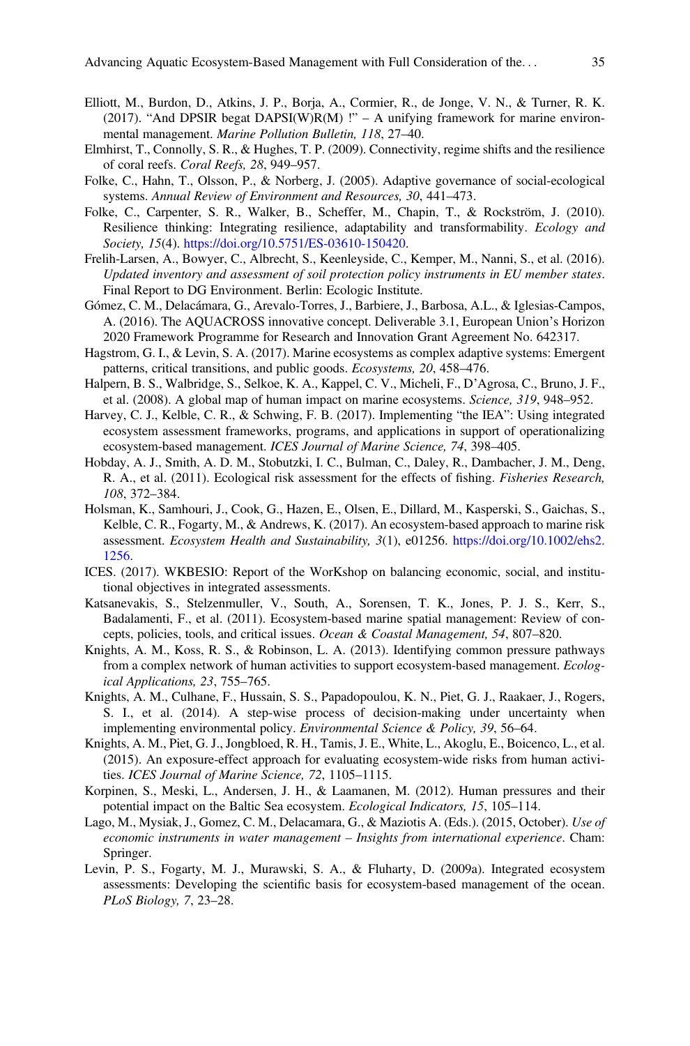Elliott, M., Burdon, D., Atkins, J. P., Borja, A., Cormier, R., de Jonge, V. N., & Turner, R. K. (2017). "And DPSIR begat DAPSI(W)R(M) !" – A unifying framework for marine environmental management. *Marine Pollution Bulletin, 118*, 27–40.

Elmhirst, T., Connolly, S. R., & Hughes, T. P. (2009). Connectivity, regime shifts and the resilience of coral reefs. *Coral Reefs, 28*, 949–957.

Folke, C., Hahn, T., Olsson, P., & Norberg, J. (2005). Adaptive governance of social-ecological systems. *Annual Review of Environment and Resources, 30*, 441–473.

Folke, C., Carpenter, S. R., Walker, B., Scheffer, M., Chapin, T., & Rockström, J. (2010). Resilience thinking: Integrating resilience, adaptability and transformability. *Ecology and Society, 15*(4). https://doi.org/10.5751/ES-03610-150420.

Frelih-Larsen, A., Bowyer, C., Albrecht, S., Keenleyside, C., Kemper, M., Nanni, S., et al. (2016). *Updated inventory and assessment of soil protection policy instruments in EU member states*. Final Report to DG Environment. Berlin: Ecologic Institute.

Gómez, C. M., Delacámara, G., Arevalo-Torres, J., Barbiere, J., Barbosa, A.L., & Iglesias-Campos, A. (2016). The AQUACROSS innovative concept. Deliverable 3.1, European Union's Horizon 2020 Framework Programme for Research and Innovation Grant Agreement No. 642317.

Hagstrom, G. I., & Levin, S. A. (2017). Marine ecosystems as complex adaptive systems: Emergent patterns, critical transitions, and public goods. *Ecosystems, 20*, 458–476.

Halpern, B. S., Walbridge, S., Selkoe, K. A., Kappel, C. V., Micheli, F., D'Agrosa, C., Bruno, J. F., et al. (2008). A global map of human impact on marine ecosystems. *Science, 319*, 948–952.

Harvey, C. J., Kelble, C. R., & Schwing, F. B. (2017). Implementing "the IEA": Using integrated ecosystem assessment frameworks, programs, and applications in support of operationalizing ecosystem-based management. *ICES Journal of Marine Science, 74*, 398–405.

Hobday, A. J., Smith, A. D. M., Stobutzki, I. C., Bulman, C., Daley, R., Dambacher, J. M., Deng, R. A., et al. (2011). Ecological risk assessment for the effects of fishing. *Fisheries Research, 108*, 372–384.

Holsman, K., Samhouri, J., Cook, G., Hazen, E., Olsen, E., Dillard, M., Kasperski, S., Gaichas, S., Kelble, C. R., Fogarty, M., & Andrews, K. (2017). An ecosystem-based approach to marine risk assessment. *Ecosystem Health and Sustainability, 3*(1), e01256. https://doi.org/10.1002/ehs2.1256.

ICES. (2017). WKBESIO: Report of the WorKshop on balancing economic, social, and institutional objectives in integrated assessments.

Katsanevakis, S., Stelzenmuller, V., South, A., Sorensen, T. K., Jones, P. J. S., Kerr, S., Badalamenti, F., et al. (2011). Ecosystem-based marine spatial management: Review of concepts, policies, tools, and critical issues. *Ocean & Coastal Management, 54*, 807–820.

Knights, A. M., Koss, R. S., & Robinson, L. A. (2013). Identifying common pressure pathways from a complex network of human activities to support ecosystem-based management. *Ecological Applications, 23*, 755–765.

Knights, A. M., Culhane, F., Hussain, S. S., Papadopoulou, K. N., Piet, G. J., Raakaer, J., Rogers, S. I., et al. (2014). A step-wise process of decision-making under uncertainty when implementing environmental policy. *Environmental Science & Policy, 39*, 56–64.

Knights, A. M., Piet, G. J., Jongbloed, R. H., Tamis, J. E., White, L., Akoglu, E., Boicenco, L., et al. (2015). An exposure-effect approach for evaluating ecosystem-wide risks from human activities. *ICES Journal of Marine Science, 72*, 1105–1115.

Korpinen, S., Meski, L., Andersen, J. H., & Laamanen, M. (2012). Human pressures and their potential impact on the Baltic Sea ecosystem. *Ecological Indicators, 15*, 105–114.

Lago, M., Mysiak, J., Gomez, C. M., Delacamara, G., & Maziotis A. (Eds.). (2015, October). *Use of economic instruments in water management – Insights from international experience*. Cham: Springer.

Levin, P. S., Fogarty, M. J., Murawski, S. A., & Fluharty, D. (2009a). Integrated ecosystem assessments: Developing the scientific basis for ecosystem-based management of the ocean. *PLoS Biology, 7*, 23–28.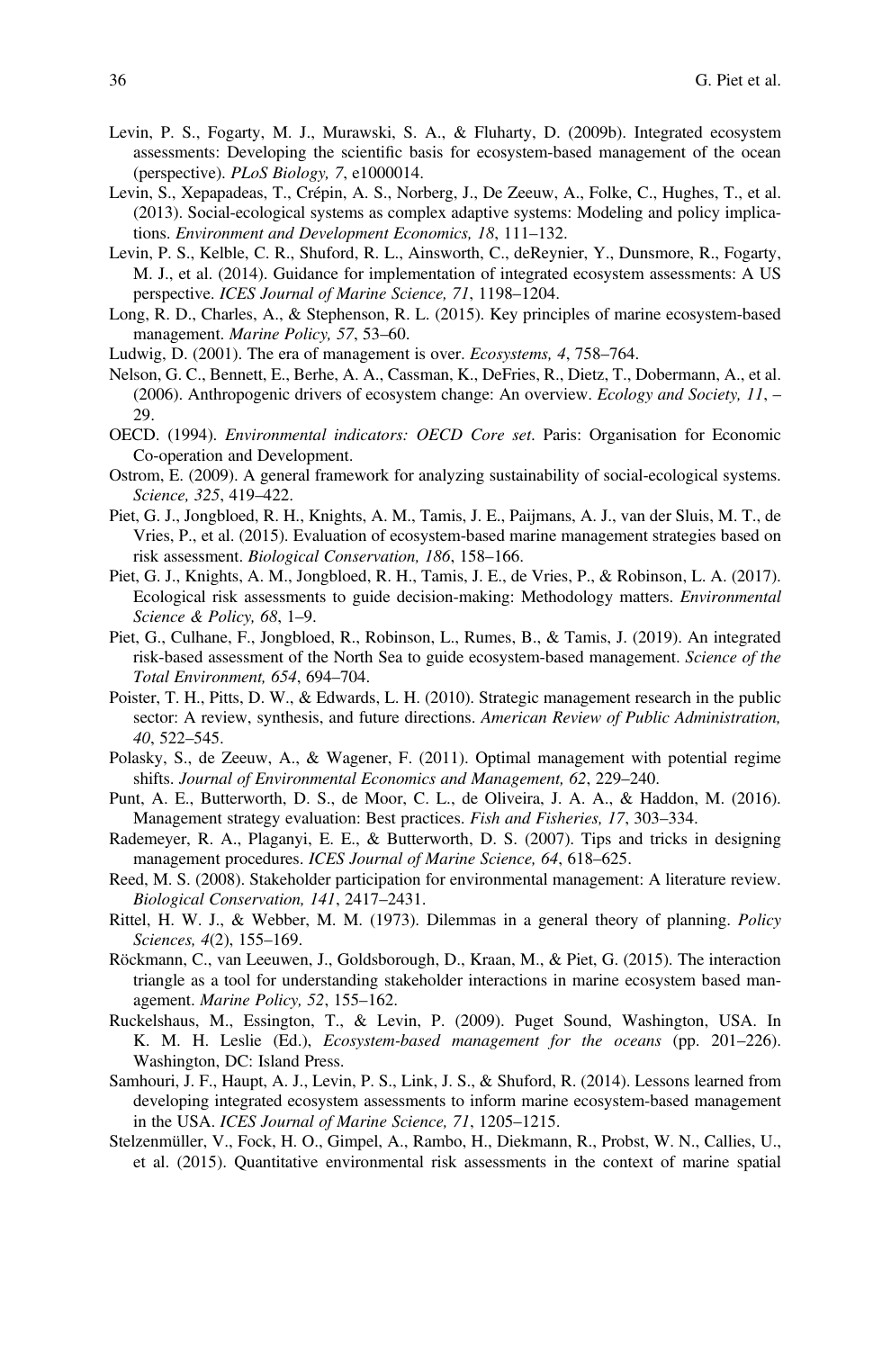Levin, P. S., Fogarty, M. J., Murawski, S. A., & Fluharty, D. (2009b). Integrated ecosystem assessments: Developing the scientific basis for ecosystem-based management of the ocean (perspective). *PLoS Biology, 7*, e1000014.

Levin, S., Xepapadeas, T., Crépin, A. S., Norberg, J., De Zeeuw, A., Folke, C., Hughes, T., et al. (2013). Social-ecological systems as complex adaptive systems: Modeling and policy implications. *Environment and Development Economics, 18*, 111–132.

Levin, P. S., Kelble, C. R., Shuford, R. L., Ainsworth, C., deReynier, Y., Dunsmore, R., Fogarty, M. J., et al. (2014). Guidance for implementation of integrated ecosystem assessments: A US perspective. *ICES Journal of Marine Science, 71*, 1198–1204.

Long, R. D., Charles, A., & Stephenson, R. L. (2015). Key principles of marine ecosystem-based management. *Marine Policy, 57*, 53–60.

Ludwig, D. (2001). The era of management is over. *Ecosystems, 4*, 758–764.

Nelson, G. C., Bennett, E., Berhe, A. A., Cassman, K., DeFries, R., Dietz, T., Dobermann, A., et al. (2006). Anthropogenic drivers of ecosystem change: An overview. *Ecology and Society, 11*, –29.

OECD. (1994). *Environmental indicators: OECD Core set*. Paris: Organisation for Economic Co-operation and Development.

Ostrom, E. (2009). A general framework for analyzing sustainability of social-ecological systems. *Science, 325*, 419–422.

Piet, G. J., Jongbloed, R. H., Knights, A. M., Tamis, J. E., Paijmans, A. J., van der Sluis, M. T., de Vries, P., et al. (2015). Evaluation of ecosystem-based marine management strategies based on risk assessment. *Biological Conservation, 186*, 158–166.

Piet, G. J., Knights, A. M., Jongbloed, R. H., Tamis, J. E., de Vries, P., & Robinson, L. A. (2017). Ecological risk assessments to guide decision-making: Methodology matters. *Environmental Science & Policy, 68*, 1–9.

Piet, G., Culhane, F., Jongbloed, R., Robinson, L., Rumes, B., & Tamis, J. (2019). An integrated risk-based assessment of the North Sea to guide ecosystem-based management. *Science of the Total Environment, 654*, 694–704.

Poister, T. H., Pitts, D. W., & Edwards, L. H. (2010). Strategic management research in the public sector: A review, synthesis, and future directions. *American Review of Public Administration, 40*, 522–545.

Polasky, S., de Zeeuw, A., & Wagener, F. (2011). Optimal management with potential regime shifts. *Journal of Environmental Economics and Management, 62*, 229–240.

Punt, A. E., Butterworth, D. S., de Moor, C. L., de Oliveira, J. A. A., & Haddon, M. (2016). Management strategy evaluation: Best practices. *Fish and Fisheries, 17*, 303–334.

Rademeyer, R. A., Plaganyi, E. E., & Butterworth, D. S. (2007). Tips and tricks in designing management procedures. *ICES Journal of Marine Science, 64*, 618–625.

Reed, M. S. (2008). Stakeholder participation for environmental management: A literature review. *Biological Conservation, 141*, 2417–2431.

Rittel, H. W. J., & Webber, M. M. (1973). Dilemmas in a general theory of planning. *Policy Sciences, 4*(2), 155–169.

Röckmann, C., van Leeuwen, J., Goldsborough, D., Kraan, M., & Piet, G. (2015). The interaction triangle as a tool for understanding stakeholder interactions in marine ecosystem based management. *Marine Policy, 52*, 155–162.

Ruckelshaus, M., Essington, T., & Levin, P. (2009). Puget Sound, Washington, USA. In K. M. H. Leslie (Ed.), *Ecosystem-based management for the oceans* (pp. 201–226). Washington, DC: Island Press.

Samhouri, J. F., Haupt, A. J., Levin, P. S., Link, J. S., & Shuford, R. (2014). Lessons learned from developing integrated ecosystem assessments to inform marine ecosystem-based management in the USA. *ICES Journal of Marine Science, 71*, 1205–1215.

Stelzenmüller, V., Fock, H. O., Gimpel, A., Rambo, H., Diekmann, R., Probst, W. N., Callies, U., et al. (2015). Quantitative environmental risk assessments in the context of marine spatial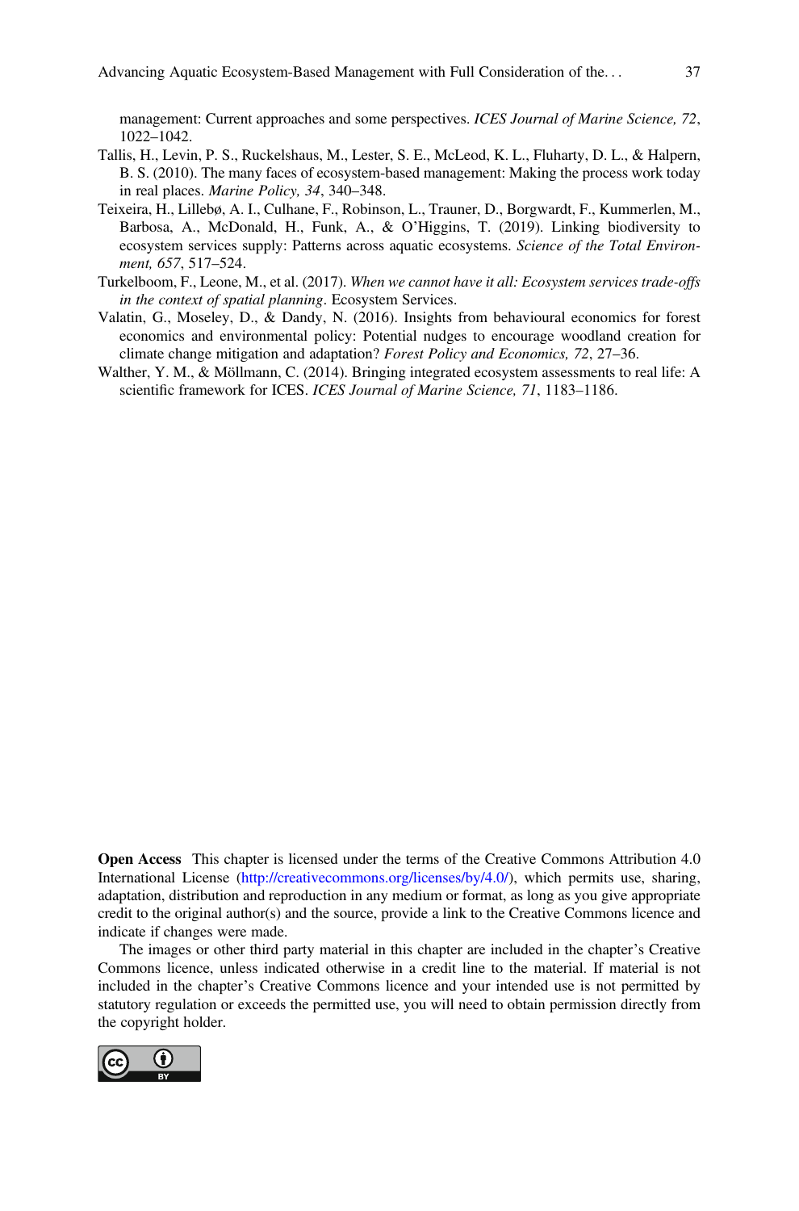management: Current approaches and some perspectives. *ICES Journal of Marine Science, 72*, 1022–1042.

Tallis, H., Levin, P. S., Ruckelshaus, M., Lester, S. E., McLeod, K. L., Fluharty, D. L., & Halpern, B. S. (2010). The many faces of ecosystem-based management: Making the process work today in real places. *Marine Policy, 34*, 340–348.

Teixeira, H., Lillebø, A. I., Culhane, F., Robinson, L., Trauner, D., Borgwardt, F., Kummerlen, M., Barbosa, A., McDonald, H., Funk, A., & O'Higgins, T. (2019). Linking biodiversity to ecosystem services supply: Patterns across aquatic ecosystems. *Science of the Total Environment, 657*, 517–524.

Turkelboom, F., Leone, M., et al. (2017). *When we cannot have it all: Ecosystem services trade-offs in the context of spatial planning*. Ecosystem Services.

Valatin, G., Moseley, D., & Dandy, N. (2016). Insights from behavioural economics for forest economics and environmental policy: Potential nudges to encourage woodland creation for climate change mitigation and adaptation? *Forest Policy and Economics, 72*, 27–36.

Walther, Y. M., & Möllmann, C. (2014). Bringing integrated ecosystem assessments to real life: A scientific framework for ICES. *ICES Journal of Marine Science, 71*, 1183–1186.

**Open Access** This chapter is licensed under the terms of the Creative Commons Attribution 4.0 International License (http://creativecommons.org/licenses/by/4.0/), which permits use, sharing, adaptation, distribution and reproduction in any medium or format, as long as you give appropriate credit to the original author(s) and the source, provide a link to the Creative Commons licence and indicate if changes were made.

The images or other third party material in this chapter are included in the chapter's Creative Commons licence, unless indicated otherwise in a credit line to the material. If material is not included in the chapter's Creative Commons licence and your intended use is not permitted by statutory regulation or exceeds the permitted use, you will need to obtain permission directly from the copyright holder.